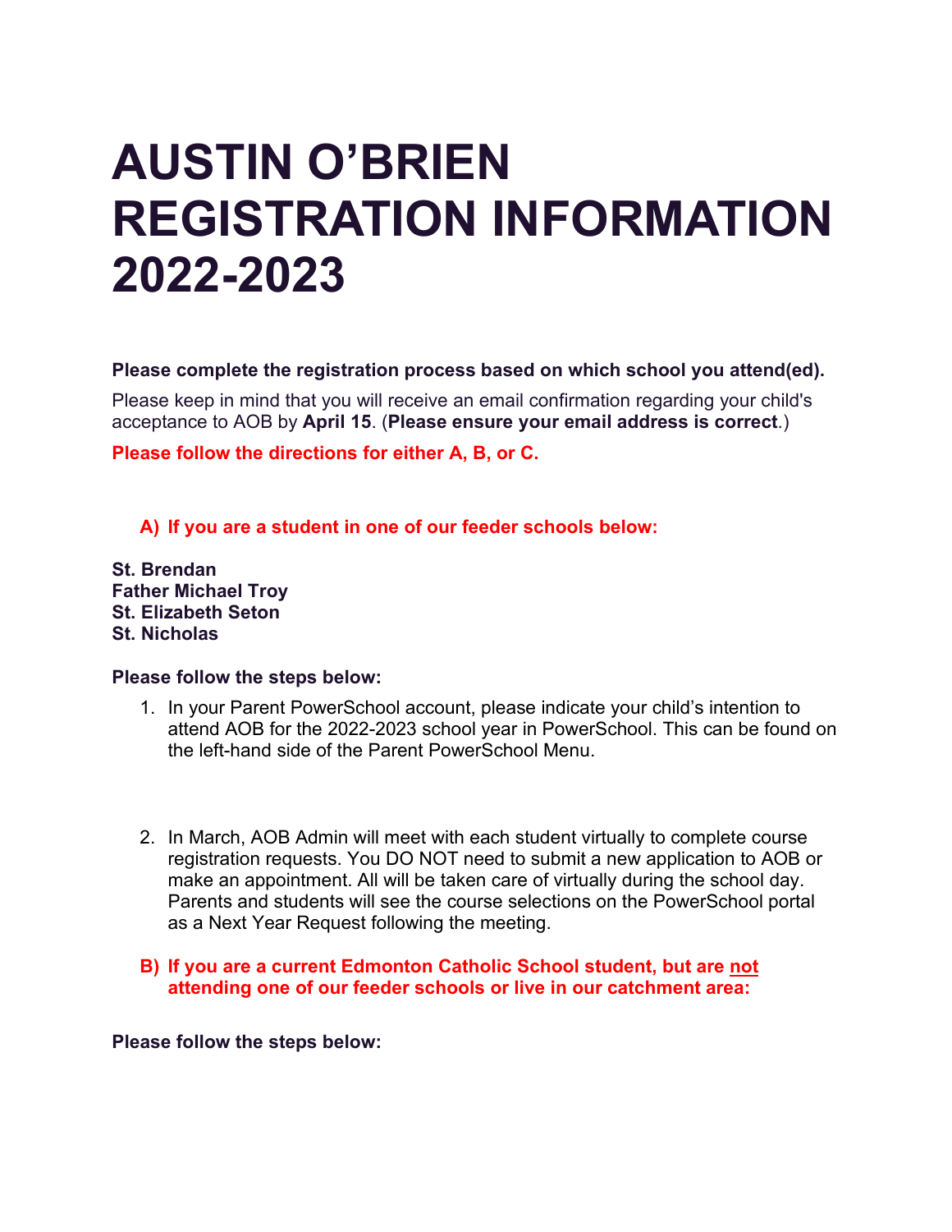# AUSTIN O'BRIEN REGISTRATION INFORMATION 2022-2023

**Please complete the registration process based on which school you attend(ed).**

Please keep in mind that you will receive an email confirmation regarding your child's acceptance to AOB by **April 15**. (**Please ensure your email address is correct**.)

**Please follow the directions for either A, B, or C.**

**A) If you are a student in one of our feeder schools below:**

**St. Brendan**
**Father Michael Troy**
**St. Elizabeth Seton**
**St. Nicholas**

**Please follow the steps below:**

1. In your Parent PowerSchool account, please indicate your child's intention to attend AOB for the 2022-2023 school year in PowerSchool. This can be found on the left-hand side of the Parent PowerSchool Menu.

2. In March, AOB Admin will meet with each student virtually to complete course registration requests. You DO NOT need to submit a new application to AOB or make an appointment. All will be taken care of virtually during the school day. Parents and students will see the course selections on the PowerSchool portal as a Next Year Request following the meeting.

**B) If you are a current Edmonton Catholic School student, but are <u>not</u> attending one of our feeder schools or live in our catchment area:**

**Please follow the steps below:**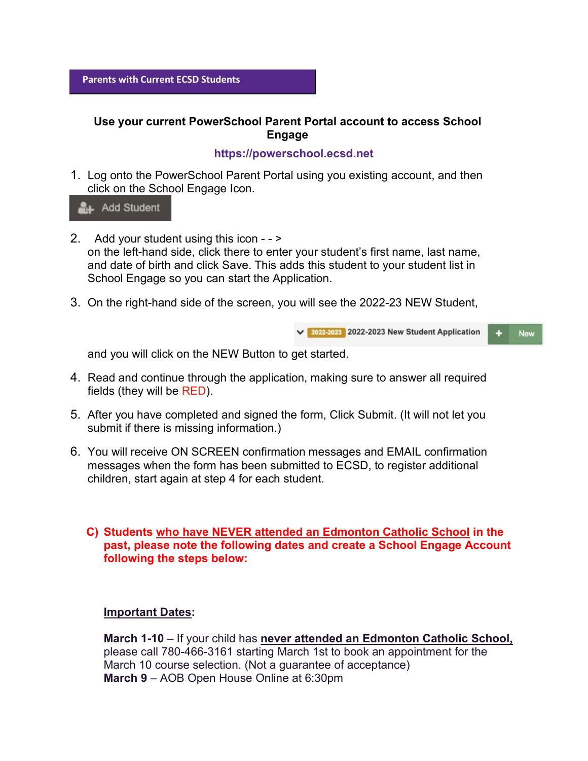## Parents with Current ECSD Students

**Use your current PowerSchool Parent Portal account to access School Engage**

**https://powerschool.ecsd.net**

1. Log onto the PowerSchool Parent Portal using you existing account, and then click on the School Engage Icon.

   Add Student

2. Add your student using this icon - - >
   on the left-hand side, click there to enter your student's first name, last name, and date of birth and click Save. This adds this student to your student list in School Engage so you can start the Application.

3. On the right-hand side of the screen, you will see the 2022-23 NEW Student,

   2022-2023 2022-2023 New Student Application + New

   and you will click on the NEW Button to get started.

4. Read and continue through the application, making sure to answer all required fields (they will be RED).

5. After you have completed and signed the form, Click Submit. (It will not let you submit if there is missing information.)

6. You will receive ON SCREEN confirmation messages and EMAIL confirmation messages when the form has been submitted to ECSD, to register additional children, start again at step 4 for each student.

**C) Students <u>who have NEVER attended an Edmonton Catholic School</u> in the past, please note the following dates and create a School Engage Account following the steps below:**

**<u>Important Dates</u>:**

**March 1-10** – If your child has **<u>never attended an Edmonton Catholic School,</u>** please call 780-466-3161 starting March 1st to book an appointment for the March 10 course selection. (Not a guarantee of acceptance)
**March 9** – AOB Open House Online at 6:30pm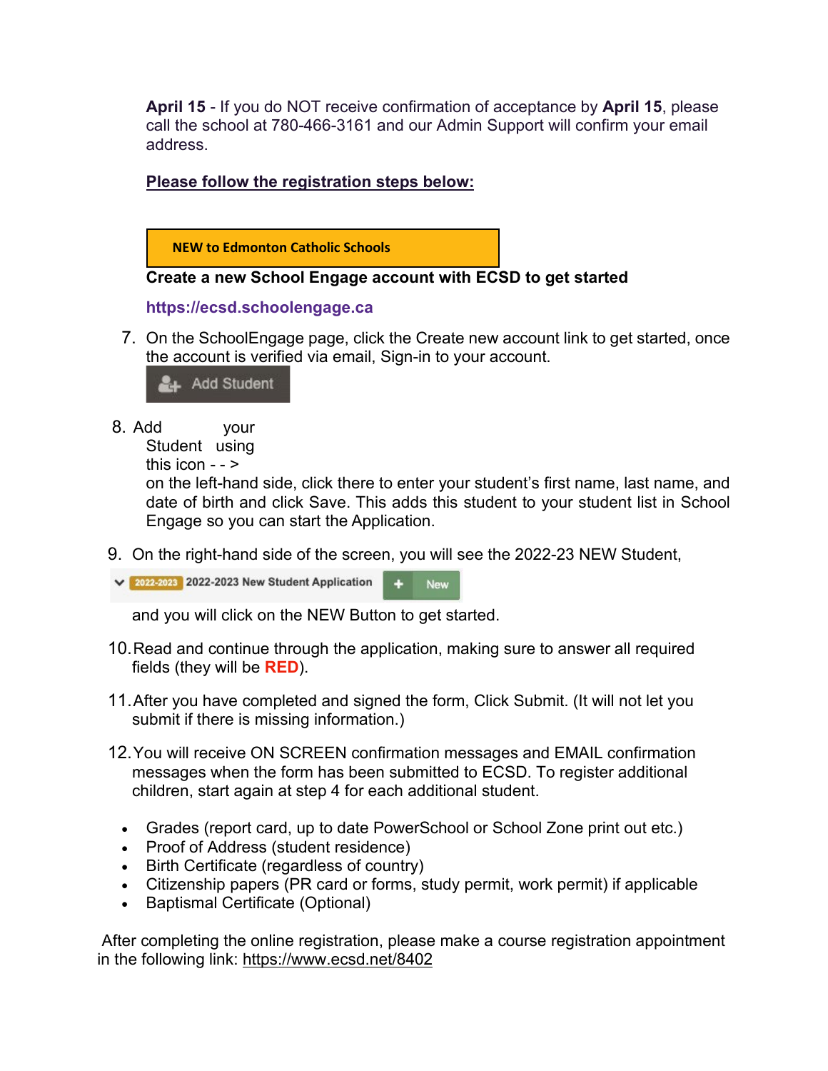**April 15** - If you do NOT receive confirmation of acceptance by **April 15**, please call the school at 780-466-3161 and our Admin Support will confirm your email address.

**Please follow the registration steps below:**

**NEW to Edmonton Catholic Schools**

**Create a new School Engage account with ECSD to get started**

**https://ecsd.schoolengage.ca**

7. On the SchoolEngage page, click the Create new account link to get started, once the account is verified via email, Sign-in to your account.

Add Student

8. Add your Student using this icon - - > on the left-hand side, click there to enter your student's first name, last name, and date of birth and click Save. This adds this student to your student list in School Engage so you can start the Application.

9. On the right-hand side of the screen, you will see the 2022-23 NEW Student,

   2022-2023 2022-2023 New Student Application + New

   and you will click on the NEW Button to get started.

10. Read and continue through the application, making sure to answer all required fields (they will be **RED**).

11. After you have completed and signed the form, Click Submit. (It will not let you submit if there is missing information.)

12. You will receive ON SCREEN confirmation messages and EMAIL confirmation messages when the form has been submitted to ECSD. To register additional children, start again at step 4 for each additional student.

- Grades (report card, up to date PowerSchool or School Zone print out etc.)
- Proof of Address (student residence)
- Birth Certificate (regardless of country)
- Citizenship papers (PR card or forms, study permit, work permit) if applicable
- Baptismal Certificate (Optional)

After completing the online registration, please make a course registration appointment in the following link: https://www.ecsd.net/8402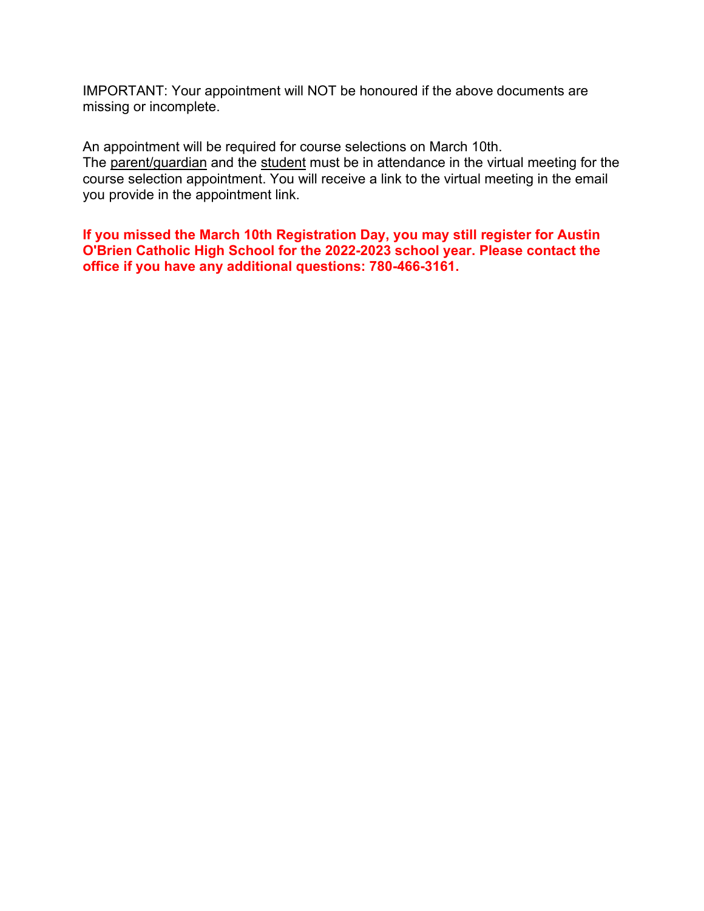IMPORTANT: Your appointment will NOT be honoured if the above documents are missing or incomplete.

An appointment will be required for course selections on March 10th.
The parent/guardian and the student must be in attendance in the virtual meeting for the course selection appointment. You will receive a link to the virtual meeting in the email you provide in the appointment link.

**If you missed the March 10th Registration Day, you may still register for Austin O'Brien Catholic High School for the 2022-2023 school year. Please contact the office if you have any additional questions: 780-466-3161.**